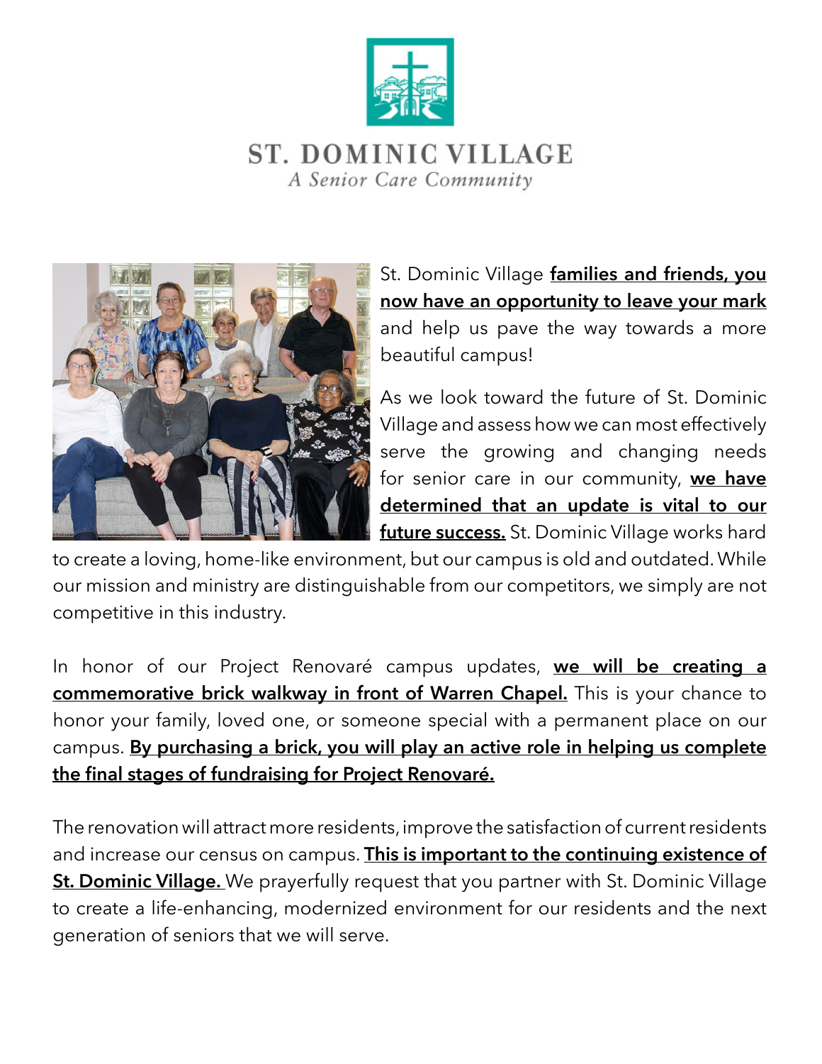# ST. DOMINIC VILLAGE

*A Senior Care Community*

St. Dominic Village **families and friends, you now have an opportunity to leave your mark** and help us pave the way towards a more beautiful campus!

As we look toward the future of St. Dominic Village and assess how we can most effectively serve the growing and changing needs for senior care in our community, **we have determined that an update is vital to our future success.** St. Dominic Village works hard to create a loving, home-like environment, but our campus is old and outdated. While our mission and ministry are distinguishable from our competitors, we simply are not competitive in this industry.

In honor of our Project Renovaré campus updates, **we will be creating a commemorative brick walkway in front of Warren Chapel.** This is your chance to honor your family, loved one, or someone special with a permanent place on our campus. **By purchasing a brick, you will play an active role in helping us complete the final stages of fundraising for Project Renovaré.**

The renovation will attract more residents, improve the satisfaction of current residents and increase our census on campus. **This is important to the continuing existence of St. Dominic Village.** We prayerfully request that you partner with St. Dominic Village to create a life-enhancing, modernized environment for our residents and the next generation of seniors that we will serve.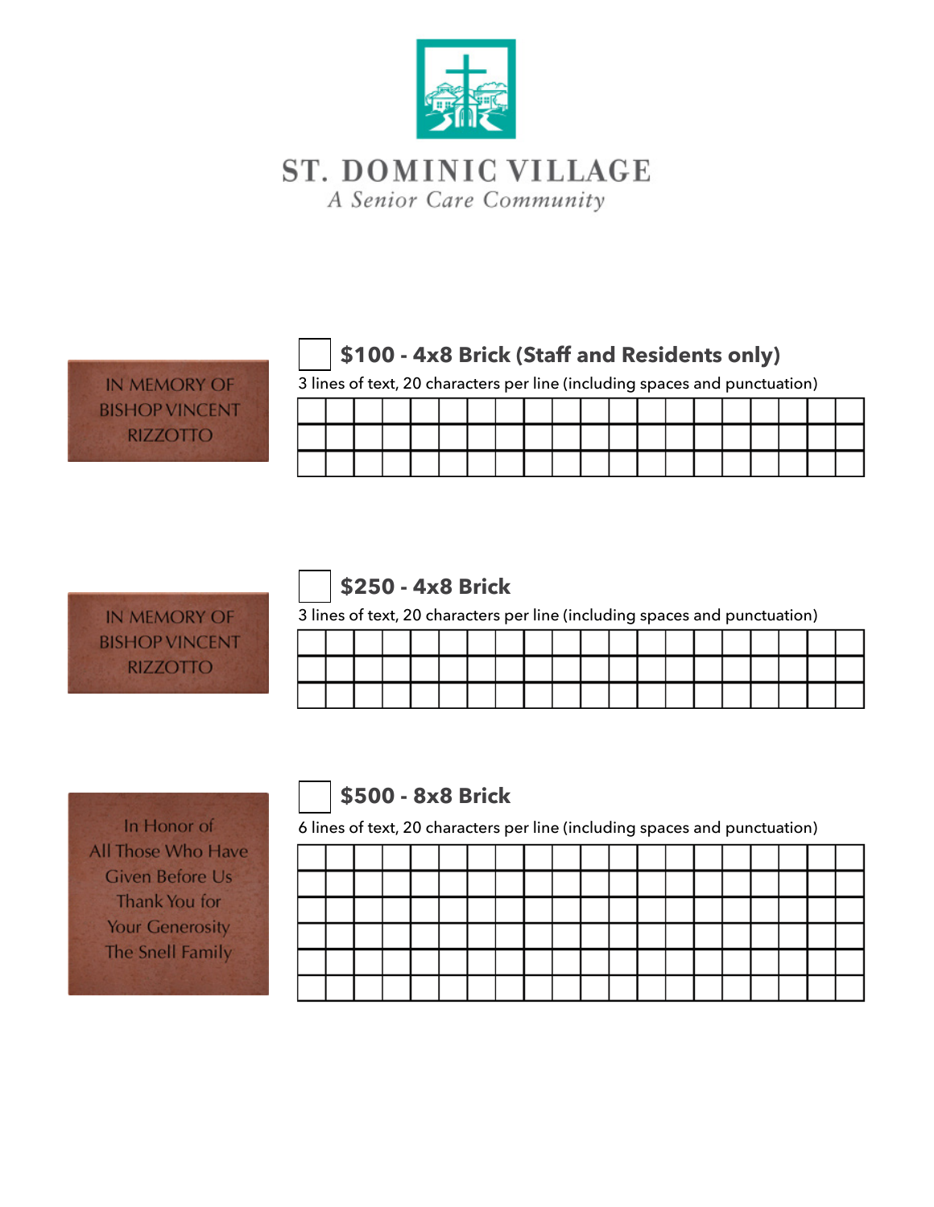# ST. DOMINIC VILLAGE

*A Senior Care Community*

IN MEMORY OF
BISHOP VINCENT
RIZZOTTO

☐ **$100 - 4x8 Brick (Staff and Residents only)**

3 lines of text, 20 characters per line (including spaces and punctuation)

| | | | | | | | | | | | | | | | | | | | |
|---|---|---|---|---|---|---|---|---|---|---|---|---|---|---|---|---|---|---|---|
| | | | | | | | | | | | | | | | | | | | |
| | | | | | | | | | | | | | | | | | | | |

IN MEMORY OF
BISHOP VINCENT
RIZZOTTO

☐ **$250 - 4x8 Brick**

3 lines of text, 20 characters per line (including spaces and punctuation)

| | | | | | | | | | | | | | | | | | | | |
|---|---|---|---|---|---|---|---|---|---|---|---|---|---|---|---|---|---|---|---|
| | | | | | | | | | | | | | | | | | | | |
| | | | | | | | | | | | | | | | | | | | |

In Honor of
All Those Who Have
Given Before Us
Thank You for
Your Generosity
The Snell Family

☐ **$500 - 8x8 Brick**

6 lines of text, 20 characters per line (including spaces and punctuation)

| | | | | | | | | | | | | | | | | | | | |
|---|---|---|---|---|---|---|---|---|---|---|---|---|---|---|---|---|---|---|---|
| | | | | | | | | | | | | | | | | | | | |
| | | | | | | | | | | | | | | | | | | | |
| | | | | | | | | | | | | | | | | | | | |
| | | | | | | | | | | | | | | | | | | | |
| | | | | | | | | | | | | | | | | | | | |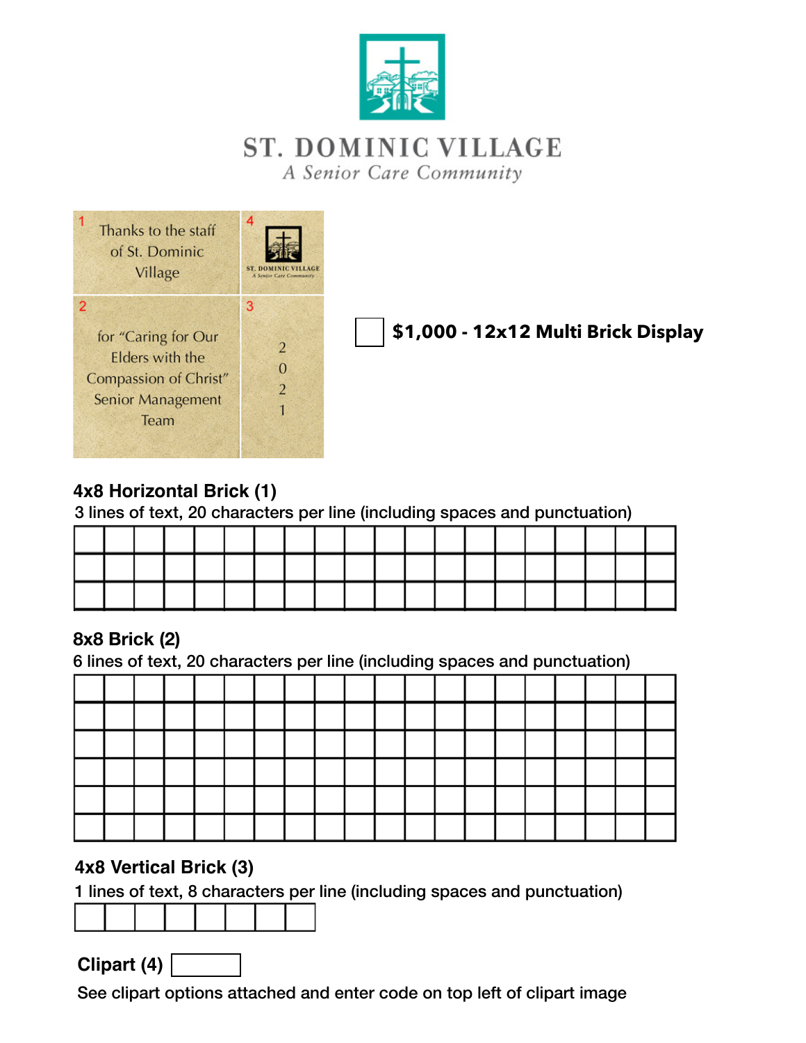# ST. DOMINIC VILLAGE

*A Senior Care Community*

1 Thanks to the staff of St. Dominic Village

4 ST. DOMINIC VILLAGE *A Senior Care Community*

2 for "Caring for Our Elders with the Compassion of Christ" Senior Management Team

3 2 0 2 1

☐ **$1,000 - 12x12 Multi Brick Display**

**4x8 Horizontal Brick (1)**

3 lines of text, 20 characters per line (including spaces and punctuation)

| | | | | | | | | | | | | | | | | | | | |
|---|---|---|---|---|---|---|---|---|---|---|---|---|---|---|---|---|---|---|---|
| | | | | | | | | | | | | | | | | | | | |
| | | | | | | | | | | | | | | | | | | | |

**8x8 Brick (2)**

6 lines of text, 20 characters per line (including spaces and punctuation)

| | | | | | | | | | | | | | | | | | | | |
|---|---|---|---|---|---|---|---|---|---|---|---|---|---|---|---|---|---|---|---|
| | | | | | | | | | | | | | | | | | | | |
| | | | | | | | | | | | | | | | | | | | |
| | | | | | | | | | | | | | | | | | | | |
| | | | | | | | | | | | | | | | | | | | |
| | | | | | | | | | | | | | | | | | | | |

**4x8 Vertical Brick (3)**

1 lines of text, 8 characters per line (including spaces and punctuation)

| | | | | | | | |
|---|---|---|---|---|---|---|---|

**Clipart (4)** ☐

See clipart options attached and enter code on top left of clipart image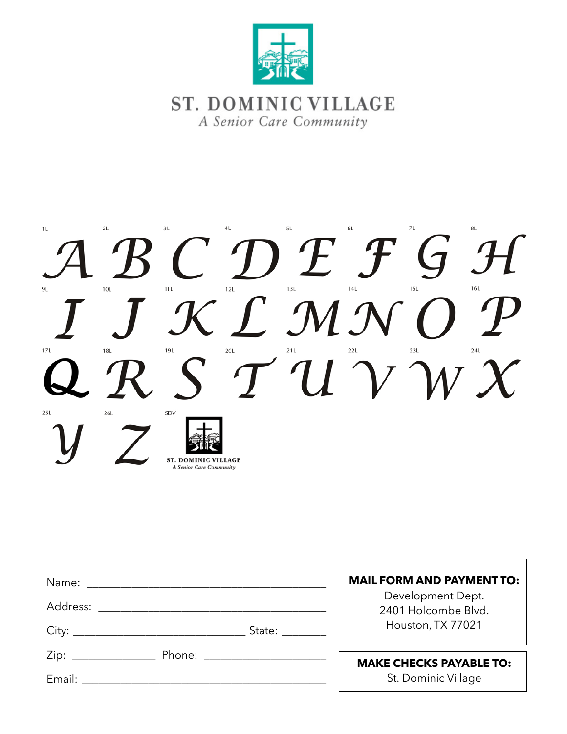# ST. DOMINIC VILLAGE

*A Senior Care Community*

| 1L | 2L | 3L | 4L | 5L | 6L | 7L | 8L |
|---|---|---|---|---|---|---|---|
| A | B | C | D | E | F | G | H |
| **9L** | **10L** | **11L** | **12L** | **13L** | **14L** | **15L** | **16L** |
| I | J | K | L | M | N | O | P |
| **17L** | **18L** | **19L** | **20L** | **21L** | **22L** | **23L** | **24L** |
| Q | R | S | T | U | V | W | X |
| **25L** | **26L** | **SDV** | | | | | |
| Y | Z | ST. DOMINIC VILLAGE *A Senior Care Community* | | | | | |

Name: ______________________________

Address: ______________________________

City: ______________________ State: ________

Zip: ____________ Phone: ________________

Email: ______________________________

**MAIL FORM AND PAYMENT TO:**
Development Dept.
2401 Holcombe Blvd.
Houston, TX 77021

**MAKE CHECKS PAYABLE TO:**
St. Dominic Village